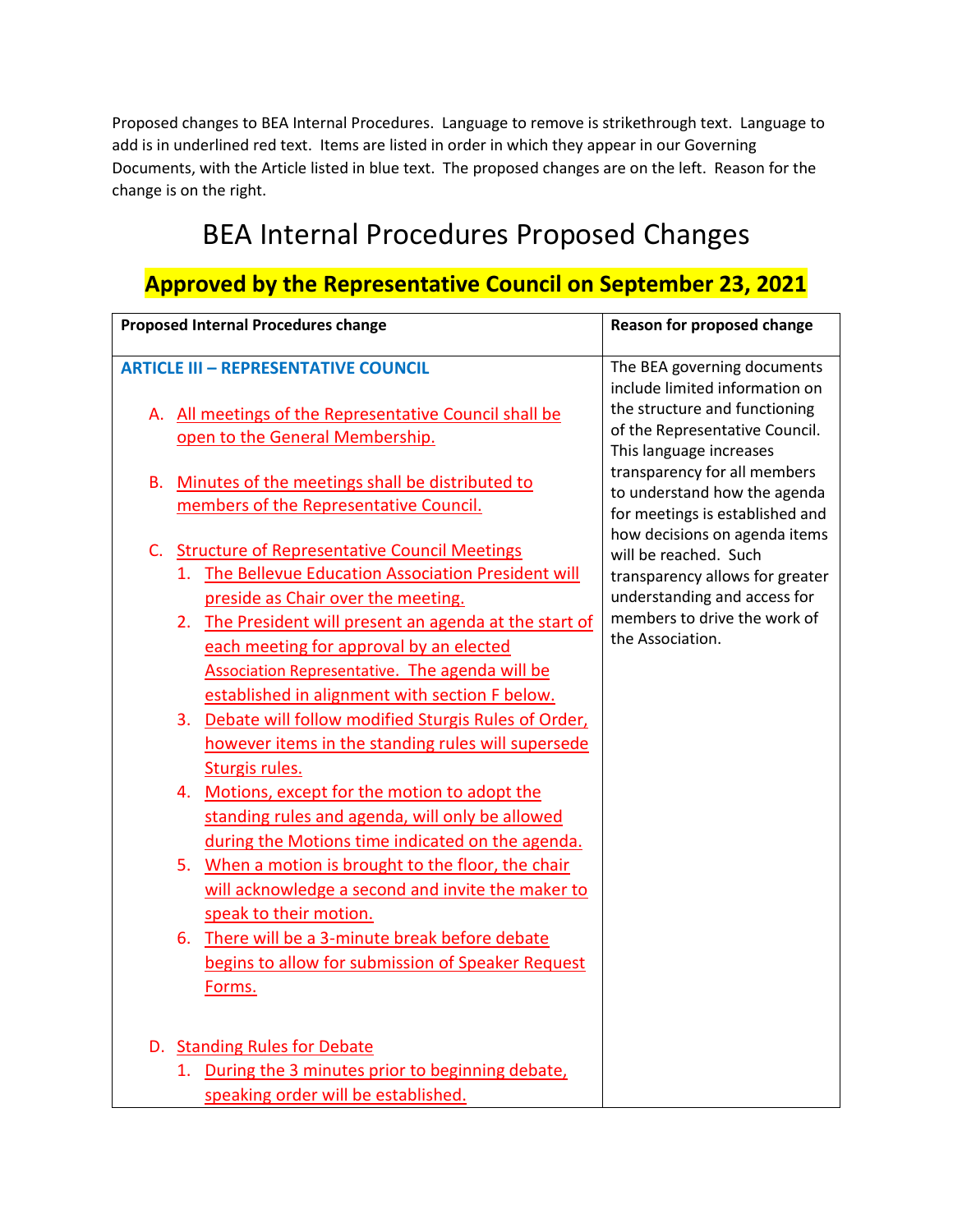Proposed changes to BEA Internal Procedures. Language to remove is strikethrough text. Language to add is in underlined red text. Items are listed in order in which they appear in our Governing Documents, with the Article listed in blue text. The proposed changes are on the left. Reason for the change is on the right.

# BEA Internal Procedures Proposed Changes

## Approved by the Representative Council on September 23, 2021

| Proposed Internal Procedures change | Reason for proposed change |
|---|---|
| **ARTICLE III – REPRESENTATIVE COUNCIL**<br><br>A. All meetings of the Representative Council shall be open to the General Membership.<br><br>B. Minutes of the meetings shall be distributed to members of the Representative Council.<br><br>C. Structure of Representative Council Meetings<br>1. The Bellevue Education Association President will preside as Chair over the meeting.<br>2. The President will present an agenda at the start of each meeting for approval by an elected Association Representative. The agenda will be established in alignment with section F below.<br>3. Debate will follow modified Sturgis Rules of Order, however items in the standing rules will supersede Sturgis rules.<br>4. Motions, except for the motion to adopt the standing rules and agenda, will only be allowed during the Motions time indicated on the agenda.<br>5. When a motion is brought to the floor, the chair will acknowledge a second and invite the maker to speak to their motion.<br>6. There will be a 3-minute break before debate begins to allow for submission of Speaker Request Forms.<br><br>D. Standing Rules for Debate<br>1. During the 3 minutes prior to beginning debate, speaking order will be established. | The BEA governing documents include limited information on the structure and functioning of the Representative Council. This language increases transparency for all members to understand how the agenda for meetings is established and how decisions on agenda items will be reached. Such transparency allows for greater understanding and access for members to drive the work of the Association. |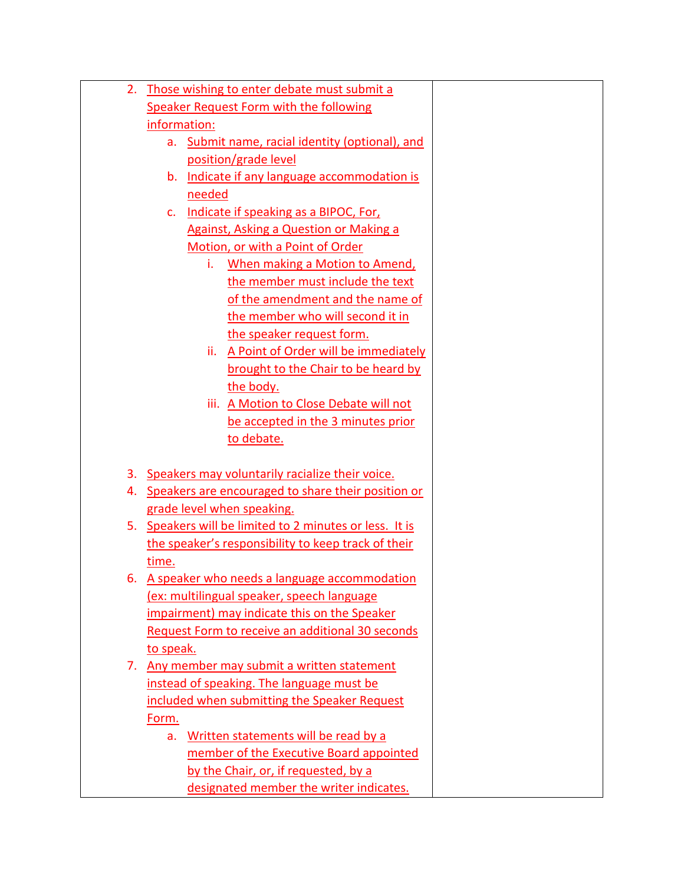| | |
|---|---|
| 2. Those wishing to enter debate must submit a Speaker Request Form with the following information:<br>&nbsp;&nbsp;&nbsp;&nbsp;a. Submit name, racial identity (optional), and position/grade level<br>&nbsp;&nbsp;&nbsp;&nbsp;b. Indicate if any language accommodation is needed<br>&nbsp;&nbsp;&nbsp;&nbsp;c. Indicate if speaking as a BIPOC, For, Against, Asking a Question or Making a Motion, or with a Point of Order<br>&nbsp;&nbsp;&nbsp;&nbsp;&nbsp;&nbsp;&nbsp;&nbsp;i. When making a Motion to Amend, the member must include the text of the amendment and the name of the member who will second it in the speaker request form.<br>&nbsp;&nbsp;&nbsp;&nbsp;&nbsp;&nbsp;&nbsp;&nbsp;ii. A Point of Order will be immediately brought to the Chair to be heard by the body.<br>&nbsp;&nbsp;&nbsp;&nbsp;&nbsp;&nbsp;&nbsp;&nbsp;iii. A Motion to Close Debate will not be accepted in the 3 minutes prior to debate.<br><br>3. Speakers may voluntarily racialize their voice.<br>4. Speakers are encouraged to share their position or grade level when speaking.<br>5. Speakers will be limited to 2 minutes or less. It is the speaker's responsibility to keep track of their time.<br>6. A speaker who needs a language accommodation (ex: multilingual speaker, speech language impairment) may indicate this on the Speaker Request Form to receive an additional 30 seconds to speak.<br>7. Any member may submit a written statement instead of speaking. The language must be included when submitting the Speaker Request Form.<br>&nbsp;&nbsp;&nbsp;&nbsp;a. Written statements will be read by a member of the Executive Board appointed by the Chair, or, if requested, by a designated member the writer indicates. | |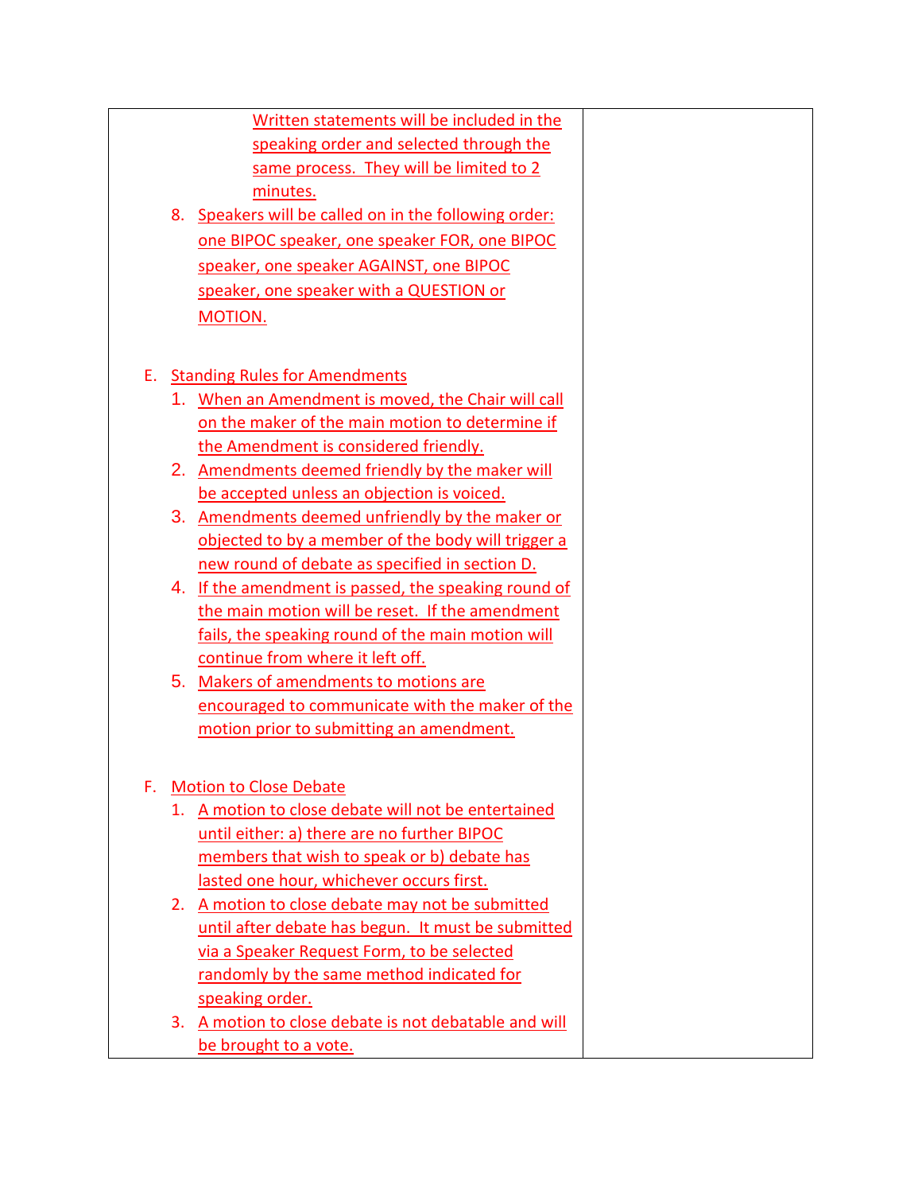| | |
|---|---|
| Written statements will be included in the speaking order and selected through the same process. They will be limited to 2 minutes.<br><br>8. Speakers will be called on in the following order: one BIPOC speaker, one speaker FOR, one BIPOC speaker, one speaker AGAINST, one BIPOC speaker, one speaker with a QUESTION or MOTION.<br><br>E. Standing Rules for Amendments<br>1. When an Amendment is moved, the Chair will call on the maker of the main motion to determine if the Amendment is considered friendly.<br>2. Amendments deemed friendly by the maker will be accepted unless an objection is voiced.<br>3. Amendments deemed unfriendly by the maker or objected to by a member of the body will trigger a new round of debate as specified in section D.<br>4. If the amendment is passed, the speaking round of the main motion will be reset. If the amendment fails, the speaking round of the main motion will continue from where it left off.<br>5. Makers of amendments to motions are encouraged to communicate with the maker of the motion prior to submitting an amendment.<br><br>F. Motion to Close Debate<br>1. A motion to close debate will not be entertained until either: a) there are no further BIPOC members that wish to speak or b) debate has lasted one hour, whichever occurs first.<br>2. A motion to close debate may not be submitted until after debate has begun. It must be submitted via a Speaker Request Form, to be selected randomly by the same method indicated for speaking order.<br>3. A motion to close debate is not debatable and will be brought to a vote. | |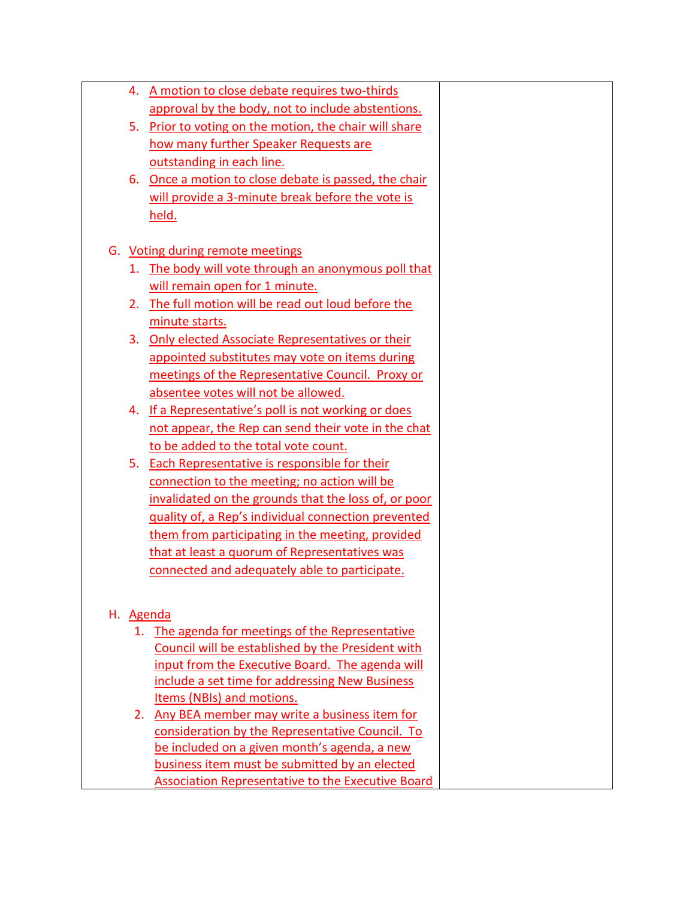| | |
|---|---|
| 4. A motion to close debate requires two-thirds approval by the body, not to include abstentions.<br>5. Prior to voting on the motion, the chair will share how many further Speaker Requests are outstanding in each line.<br>6. Once a motion to close debate is passed, the chair will provide a 3-minute break before the vote is held.<br><br>G. Voting during remote meetings<br>1. The body will vote through an anonymous poll that will remain open for 1 minute.<br>2. The full motion will be read out loud before the minute starts.<br>3. Only elected Associate Representatives or their appointed substitutes may vote on items during meetings of the Representative Council. Proxy or absentee votes will not be allowed.<br>4. If a Representative's poll is not working or does not appear, the Rep can send their vote in the chat to be added to the total vote count.<br>5. Each Representative is responsible for their connection to the meeting; no action will be invalidated on the grounds that the loss of, or poor quality of, a Rep's individual connection prevented them from participating in the meeting, provided that at least a quorum of Representatives was connected and adequately able to participate.<br><br>H. Agenda<br>1. The agenda for meetings of the Representative Council will be established by the President with input from the Executive Board. The agenda will include a set time for addressing New Business Items (NBIs) and motions.<br>2. Any BEA member may write a business item for consideration by the Representative Council. To be included on a given month's agenda, a new business item must be submitted by an elected Association Representative to the Executive Board | |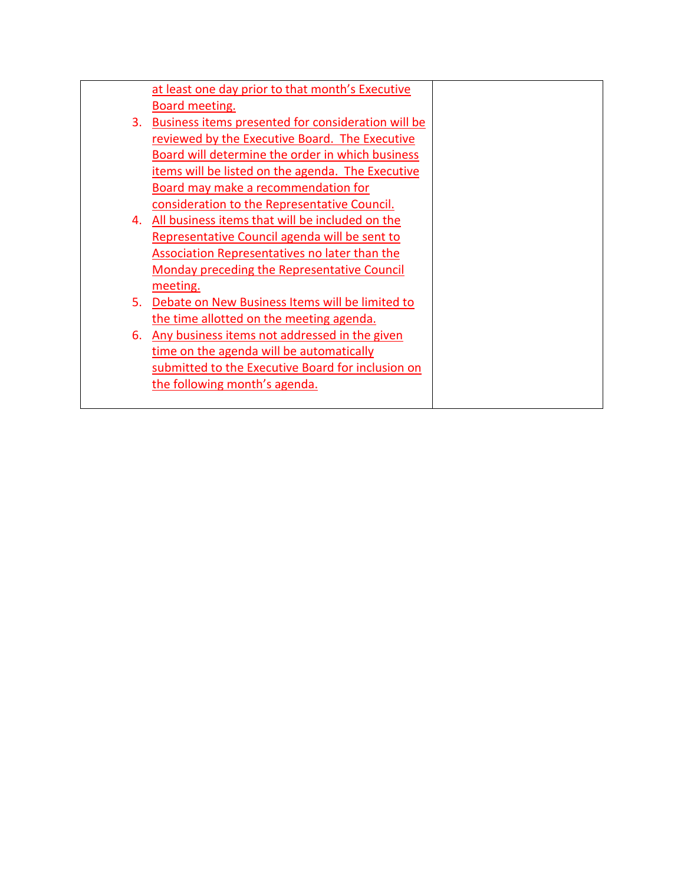| | |
|---|---|
| at least one day prior to that month's Executive Board meeting.<br>3. Business items presented for consideration will be reviewed by the Executive Board. The Executive Board will determine the order in which business items will be listed on the agenda. The Executive Board may make a recommendation for consideration to the Representative Council.<br>4. All business items that will be included on the Representative Council agenda will be sent to Association Representatives no later than the Monday preceding the Representative Council meeting.<br>5. Debate on New Business Items will be limited to the time allotted on the meeting agenda.<br>6. Any business items not addressed in the given time on the agenda will be automatically submitted to the Executive Board for inclusion on the following month's agenda. | |